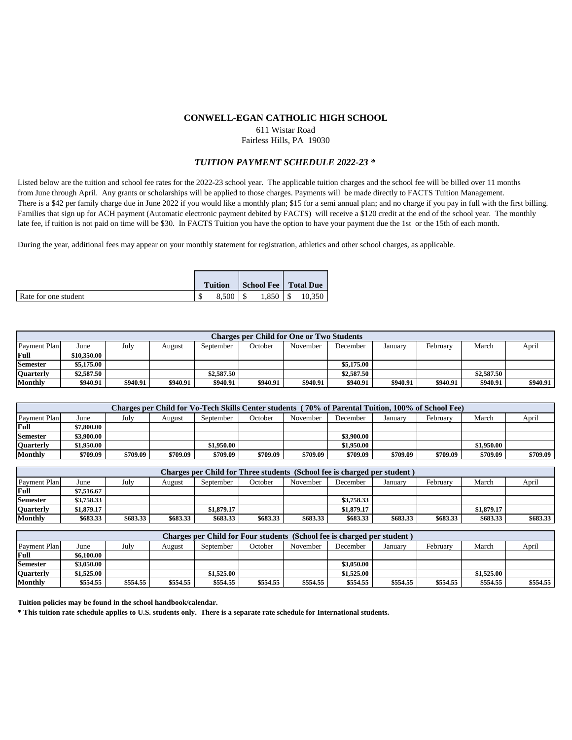# CONWELL-EGAN CATHOLIC HIGH SCHOOL

611 Wistar Road
Fairless Hills, PA 19030

## *TUITION PAYMENT SCHEDULE 2022-23 \**

Listed below are the tuition and school fee rates for the 2022-23 school year. The applicable tuition charges and the school fee will be billed over 11 months from June through April. Any grants or scholarships will be applied to those charges. Payments will be made directly to FACTS Tuition Management. There is a $42 per family charge due in June 2022 if you would like a monthly plan; $15 for a semi annual plan; and no charge if you pay in full with the first billing. Families that sign up for ACH payment (Automatic electronic payment debited by FACTS) will receive a $120 credit at the end of the school year. The monthly late fee, if tuition is not paid on time will be $30. In FACTS Tuition you have the option to have your payment due the 1st or the 15th of each month.

During the year, additional fees may appear on your monthly statement for registration, athletics and other school charges, as applicable.

| | Tuition | School Fee | Total Due |
|---|---|---|---|
| Rate for one student | $ 8,500 | $ 1,850 | $ 10,350 |

| Charges per Child for One or Two Students | | | | | | | | | | | |
|---|---|---|---|---|---|---|---|---|---|---|---|
| Payment Plan | June | July | August | September | October | November | December | January | February | March | April |
| **Full** | **$10,350.00** | | | | | | | | | | |
| **Semester** | **$5,175.00** | | | | | | **$5,175.00** | | | | |
| **Quarterly** | **$2,587.50** | | | **$2,587.50** | | | **$2,587.50** | | | **$2,587.50** | |
| **Monthly** | **$940.91** | **$940.91** | **$940.91** | **$940.91** | **$940.91** | **$940.91** | **$940.91** | **$940.91** | **$940.91** | **$940.91** | **$940.91** |

| Charges per Child for Vo-Tech Skills Center students ( 70% of Parental Tuition, 100% of School Fee) | | | | | | | | | | | |
|---|---|---|---|---|---|---|---|---|---|---|---|
| Payment Plan | June | July | August | September | October | November | December | January | February | March | April |
| **Full** | **$7,800.00** | | | | | | | | | | |
| **Semester** | **$3,900.00** | | | | | | **$3,900.00** | | | | |
| **Quarterly** | **$1,950.00** | | | **$1,950.00** | | | **$1,950.00** | | | **$1,950.00** | |
| **Monthly** | **$709.09** | **$709.09** | **$709.09** | **$709.09** | **$709.09** | **$709.09** | **$709.09** | **$709.09** | **$709.09** | **$709.09** | **$709.09** |

| Charges per Child for Three students (School fee is charged per student ) | | | | | | | | | | | |
|---|---|---|---|---|---|---|---|---|---|---|---|
| Payment Plan | June | July | August | September | October | November | December | January | February | March | April |
| **Full** | **$7,516.67** | | | | | | | | | | |
| **Semester** | **$3,758.33** | | | | | | **$3,758.33** | | | | |
| **Quarterly** | **$1,879.17** | | | **$1,879.17** | | | **$1,879.17** | | | **$1,879.17** | |
| **Monthly** | **$683.33** | **$683.33** | **$683.33** | **$683.33** | **$683.33** | **$683.33** | **$683.33** | **$683.33** | **$683.33** | **$683.33** | **$683.33** |

| Charges per Child for Four students (School fee is charged per student ) | | | | | | | | | | | |
|---|---|---|---|---|---|---|---|---|---|---|---|
| Payment Plan | June | July | August | September | October | November | December | January | February | March | April |
| **Full** | **$6,100.00** | | | | | | | | | | |
| **Semester** | **$3,050.00** | | | | | | **$3,050.00** | | | | |
| **Quarterly** | **$1,525.00** | | | **$1,525.00** | | | **$1,525.00** | | | **$1,525.00** | |
| **Monthly** | **$554.55** | **$554.55** | **$554.55** | **$554.55** | **$554.55** | **$554.55** | **$554.55** | **$554.55** | **$554.55** | **$554.55** | **$554.55** |

**Tuition policies may be found in the school handbook/calendar.**

**\* This tuition rate schedule applies to U.S. students only. There is a separate rate schedule for International students.**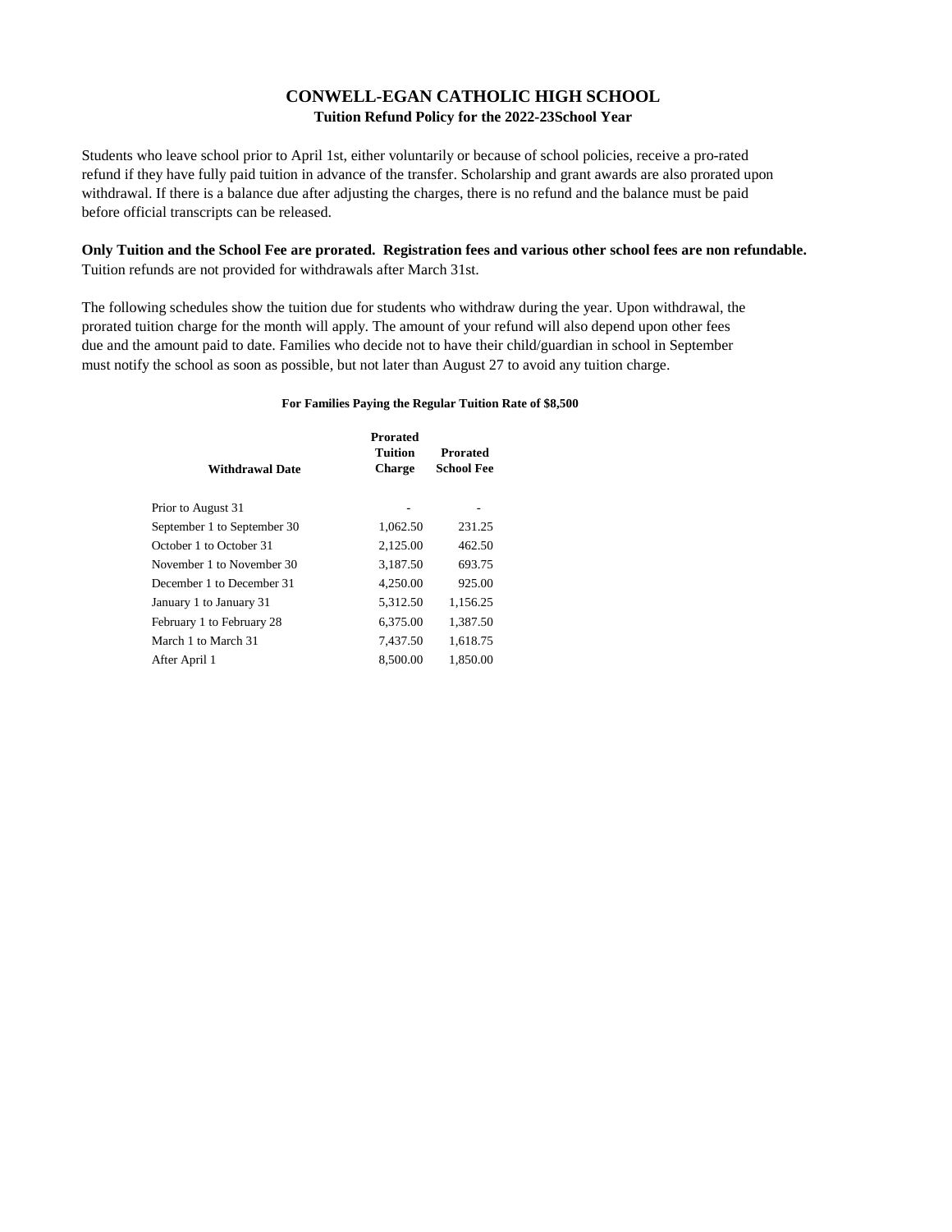# CONWELL-EGAN CATHOLIC HIGH SCHOOL

## Tuition Refund Policy for the 2022-23School Year

Students who leave school prior to April 1st, either voluntarily or because of school policies, receive a pro-rated refund if they have fully paid tuition in advance of the transfer. Scholarship and grant awards are also prorated upon withdrawal. If there is a balance due after adjusting the charges, there is no refund and the balance must be paid before official transcripts can be released.

**Only Tuition and the School Fee are prorated. Registration fees and various other school fees are non refundable.**
Tuition refunds are not provided for withdrawals after March 31st.

The following schedules show the tuition due for students who withdraw during the year. Upon withdrawal, the prorated tuition charge for the month will apply. The amount of your refund will also depend upon other fees due and the amount paid to date. Families who decide not to have their child/guardian in school in September must notify the school as soon as possible, but not later than August 27 to avoid any tuition charge.

**For Families Paying the Regular Tuition Rate of $8,500**

| Withdrawal Date | Prorated Tuition Charge | Prorated School Fee |
|---|---|---|
| Prior to August 31 | - | - |
| September 1 to September 30 | 1,062.50 | 231.25 |
| October 1 to October 31 | 2,125.00 | 462.50 |
| November 1 to November 30 | 3,187.50 | 693.75 |
| December 1 to December 31 | 4,250.00 | 925.00 |
| January 1 to January 31 | 5,312.50 | 1,156.25 |
| February 1 to February 28 | 6,375.00 | 1,387.50 |
| March 1 to March 31 | 7,437.50 | 1,618.75 |
| After April 1 | 8,500.00 | 1,850.00 |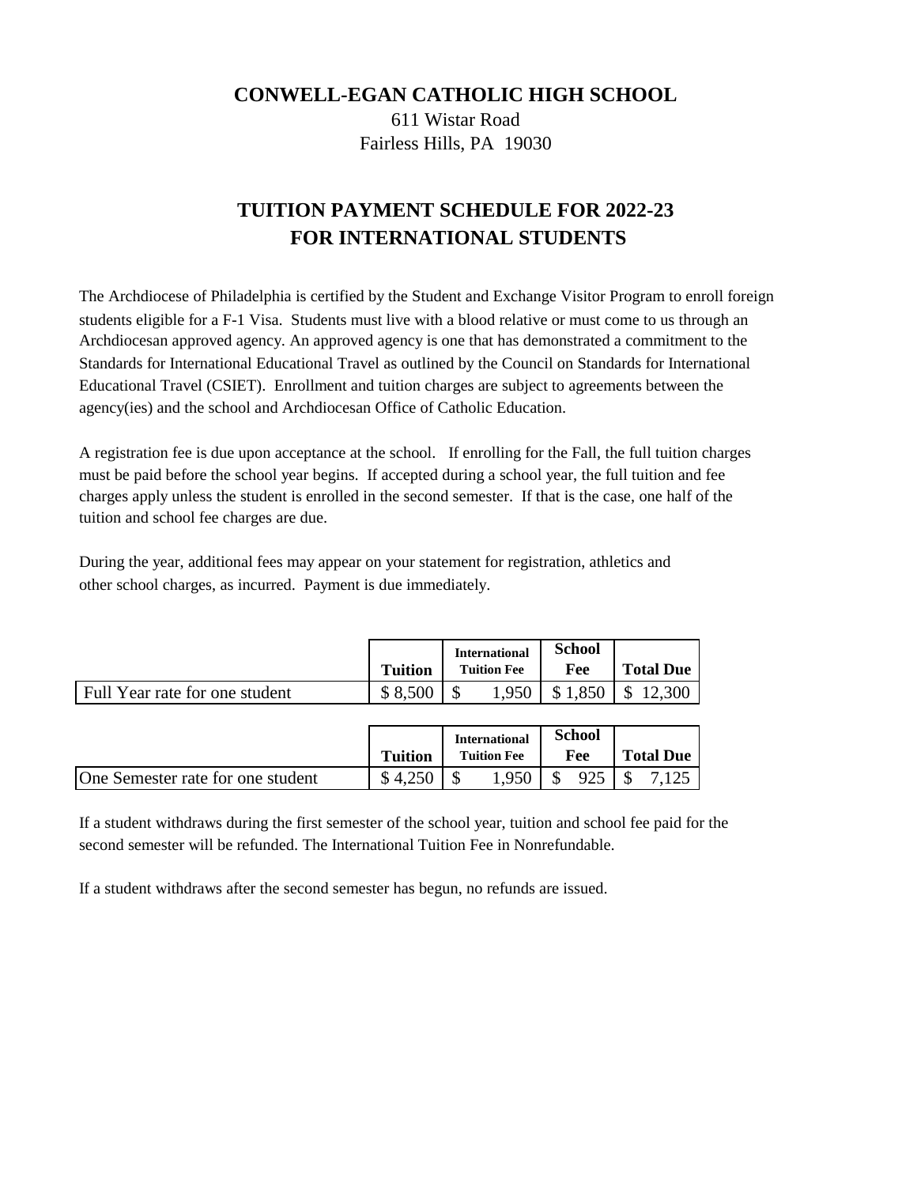# CONWELL-EGAN CATHOLIC HIGH SCHOOL

611 Wistar Road
Fairless Hills, PA 19030

## TUITION PAYMENT SCHEDULE FOR 2022-23
## FOR INTERNATIONAL STUDENTS

The Archdiocese of Philadelphia is certified by the Student and Exchange Visitor Program to enroll foreign students eligible for a F-1 Visa. Students must live with a blood relative or must come to us through an Archdiocesan approved agency. An approved agency is one that has demonstrated a commitment to the Standards for International Educational Travel as outlined by the Council on Standards for International Educational Travel (CSIET). Enrollment and tuition charges are subject to agreements between the agency(ies) and the school and Archdiocesan Office of Catholic Education.

A registration fee is due upon acceptance at the school. If enrolling for the Fall, the full tuition charges must be paid before the school year begins. If accepted during a school year, the full tuition and fee charges apply unless the student is enrolled in the second semester. If that is the case, one half of the tuition and school fee charges are due.

During the year, additional fees may appear on your statement for registration, athletics and other school charges, as incurred. Payment is due immediately.

| | Tuition | International Tuition Fee | School Fee | Total Due |
|---|---|---|---|---|
| Full Year rate for one student | $ 8,500 | $ 1,950 | $ 1,850 | $ 12,300 |

| | Tuition | International Tuition Fee | School Fee | Total Due |
|---|---|---|---|---|
| One Semester rate for one student | $ 4,250 | $ 1,950 | $ 925 | $ 7,125 |

If a student withdraws during the first semester of the school year, tuition and school fee paid for the second semester will be refunded. The International Tuition Fee in Nonrefundable.

If a student withdraws after the second semester has begun, no refunds are issued.